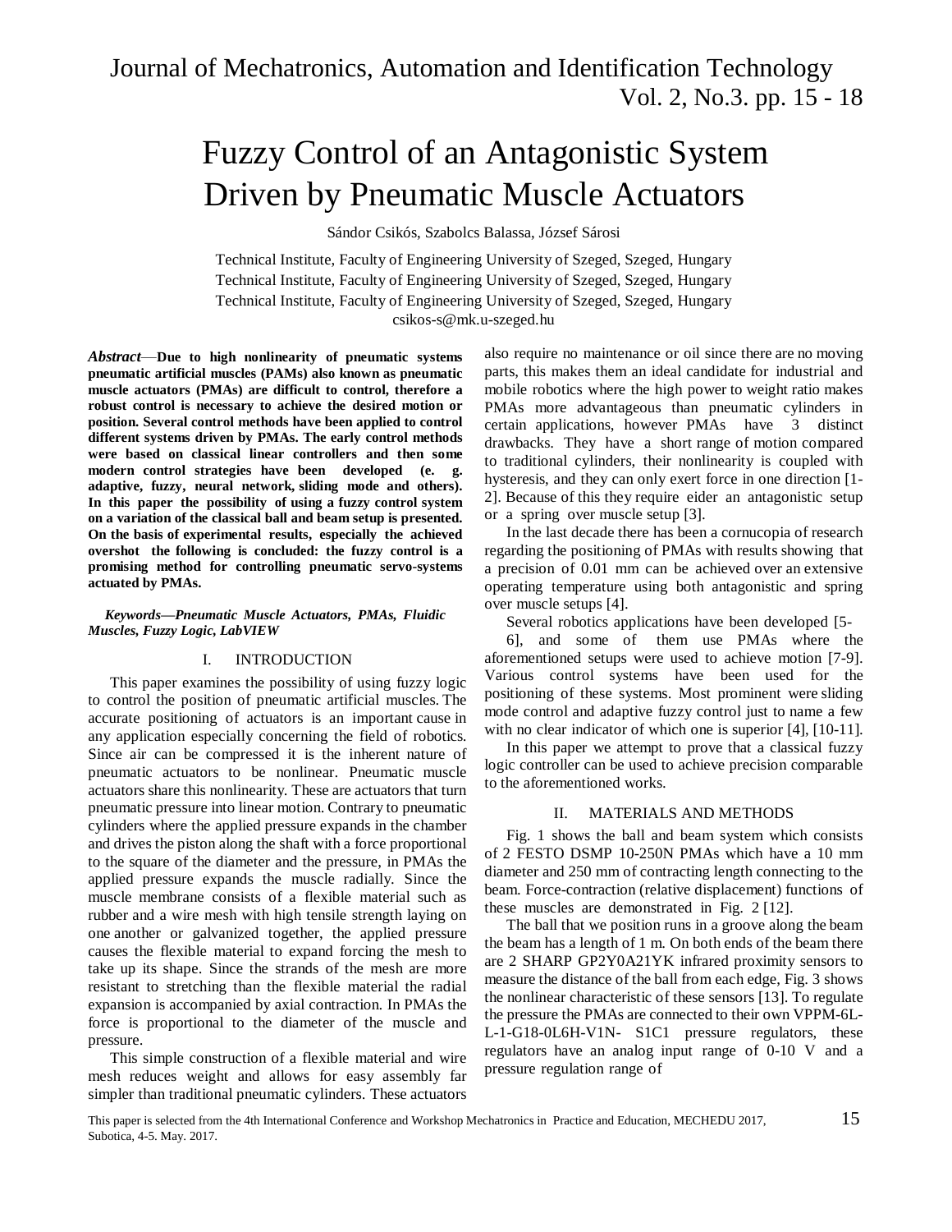# Fuzzy Control of an Antagonistic System Driven by Pneumatic Muscle Actuators

Sándor Csikós, Szabolcs Balassa, József Sárosi

Technical Institute, Faculty of Engineering University of Szeged, Szeged, Hungary
Technical Institute, Faculty of Engineering University of Szeged, Szeged, Hungary
Technical Institute, Faculty of Engineering University of Szeged, Szeged, Hungary
csikos-s@mk.u-szeged.hu

***Abstract*—Due to high nonlinearity of pneumatic systems pneumatic artificial muscles (PAMs) also known as pneumatic muscle actuators (PMAs) are difficult to control, therefore a robust control is necessary to achieve the desired motion or position. Several control methods have been applied to control different systems driven by PMAs. The early control methods were based on classical linear controllers and then some modern control strategies have been developed (e. g. adaptive, fuzzy, neural network, sliding mode and others). In this paper the possibility of using a fuzzy control system on a variation of the classical ball and beam setup is presented. On the basis of experimental results, especially the achieved overshot the following is concluded: the fuzzy control is a promising method for controlling pneumatic servo-systems actuated by PMAs.**

***Keywords—Pneumatic Muscle Actuators, PMAs, Fluidic Muscles, Fuzzy Logic, LabVIEW***

## I. INTRODUCTION

This paper examines the possibility of using fuzzy logic to control the position of pneumatic artificial muscles. The accurate positioning of actuators is an important cause in any application especially concerning the field of robotics. Since air can be compressed it is the inherent nature of pneumatic actuators to be nonlinear. Pneumatic muscle actuators share this nonlinearity. These are actuators that turn pneumatic pressure into linear motion. Contrary to pneumatic cylinders where the applied pressure expands in the chamber and drives the piston along the shaft with a force proportional to the square of the diameter and the pressure, in PMAs the applied pressure expands the muscle radially. Since the muscle membrane consists of a flexible material such as rubber and a wire mesh with high tensile strength laying on one another or galvanized together, the applied pressure causes the flexible material to expand forcing the mesh to take up its shape. Since the strands of the mesh are more resistant to stretching than the flexible material the radial expansion is accompanied by axial contraction. In PMAs the force is proportional to the diameter of the muscle and pressure.

This simple construction of a flexible material and wire mesh reduces weight and allows for easy assembly far simpler than traditional pneumatic cylinders. These actuators also require no maintenance or oil since there are no moving parts, this makes them an ideal candidate for industrial and mobile robotics where the high power to weight ratio makes PMAs more advantageous than pneumatic cylinders in certain applications, however PMAs have 3 distinct drawbacks. They have a short range of motion compared to traditional cylinders, their nonlinearity is coupled with hysteresis, and they can only exert force in one direction [1-2]. Because of this they require eider an antagonistic setup or a spring over muscle setup [3].

In the last decade there has been a cornucopia of research regarding the positioning of PMAs with results showing that a precision of 0.01 mm can be achieved over an extensive operating temperature using both antagonistic and spring over muscle setups [4].

Several robotics applications have been developed [5-6], and some of them use PMAs where the aforementioned setups were used to achieve motion [7-9]. Various control systems have been used for the positioning of these systems. Most prominent were sliding mode control and adaptive fuzzy control just to name a few with no clear indicator of which one is superior [4], [10-11].

In this paper we attempt to prove that a classical fuzzy logic controller can be used to achieve precision comparable to the aforementioned works.

## II. MATERIALS AND METHODS

Fig. 1 shows the ball and beam system which consists of 2 FESTO DSMP 10-250N PMAs which have a 10 mm diameter and 250 mm of contracting length connecting to the beam. Force-contraction (relative displacement) functions of these muscles are demonstrated in Fig. 2 [12].

The ball that we position runs in a groove along the beam the beam has a length of 1 m. On both ends of the beam there are 2 SHARP GP2Y0A21YK infrared proximity sensors to measure the distance of the ball from each edge, Fig. 3 shows the nonlinear characteristic of these sensors [13]. To regulate the pressure the PMAs are connected to their own VPPM-6L-L-1-G18-0L6H-V1N- S1C1 pressure regulators, these regulators have an analog input range of 0-10 V and a pressure regulation range of

This paper is selected from the 4th International Conference and Workshop Mechatronics in Practice and Education, MECHEDU 2017, Subotica, 4-5. May. 2017.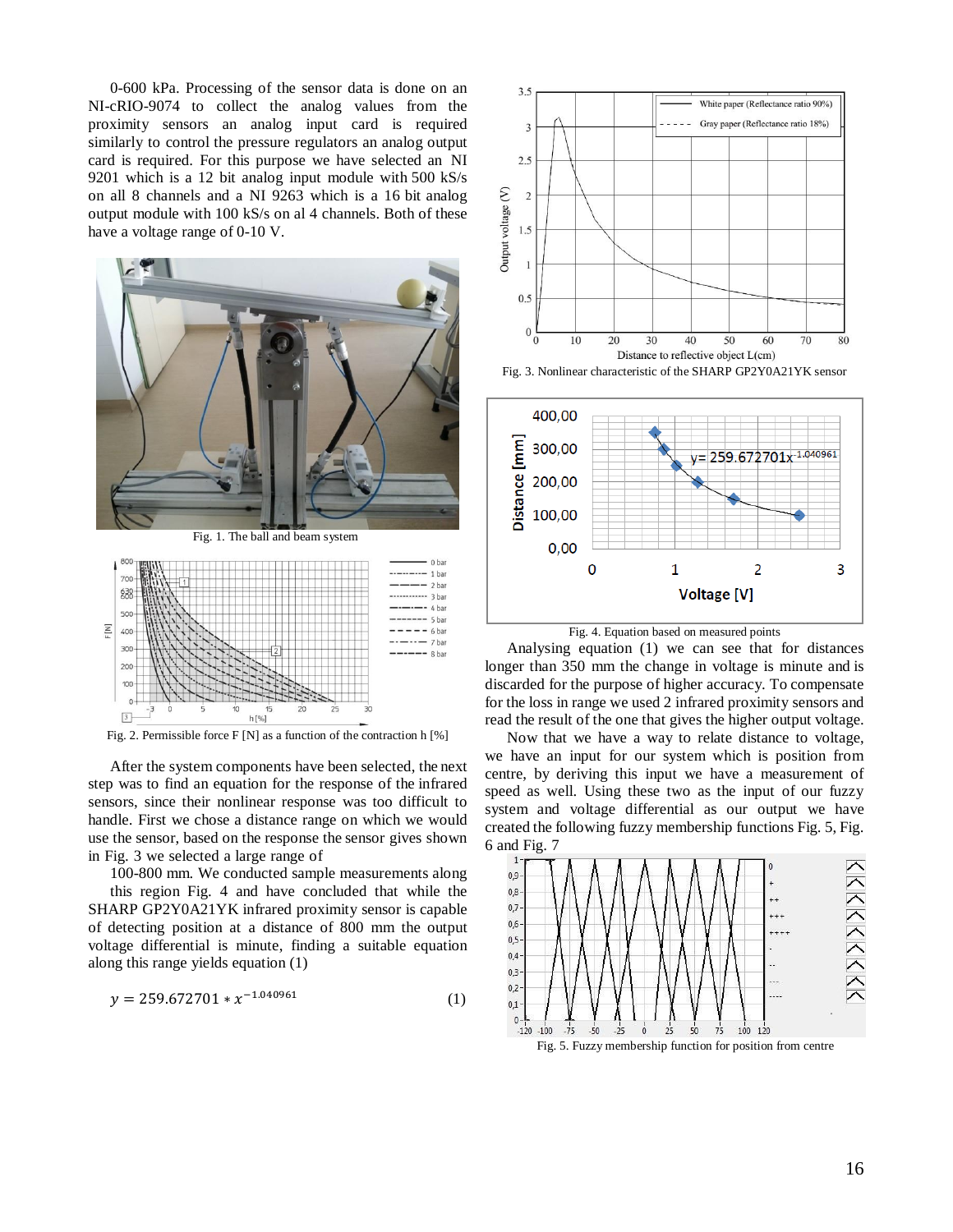0-600 kPa. Processing of the sensor data is done on an NI-cRIO-9074 to collect the analog values from the proximity sensors an analog input card is required similarly to control the pressure regulators an analog output card is required. For this purpose we have selected an NI 9201 which is a 12 bit analog input module with 500 kS/s on all 8 channels and a NI 9263 which is a 16 bit analog output module with 100 kS/s on al 4 channels. Both of these have a voltage range of 0-10 V.

Fig. 1. The ball and beam system

Fig. 2. Permissible force F [N] as a function of the contraction h [%]

After the system components have been selected, the next step was to find an equation for the response of the infrared sensors, since their nonlinear response was too difficult to handle. First we chose a distance range on which we would use the sensor, based on the response the sensor gives shown in Fig. 3 we selected a large range of

100-800 mm. We conducted sample measurements along this region Fig. 4 and have concluded that while the SHARP GP2Y0A21YK infrared proximity sensor is capable of detecting position at a distance of 800 mm the output voltage differential is minute, finding a suitable equation along this range yields equation (1)

$$y = 259.672701 * x^{-1.040961} \tag{1}$$

Fig. 3. Nonlinear characteristic of the SHARP GP2Y0A21YK sensor

Fig. 4. Equation based on measured points

Analysing equation (1) we can see that for distances longer than 350 mm the change in voltage is minute and is discarded for the purpose of higher accuracy. To compensate for the loss in range we used 2 infrared proximity sensors and read the result of the one that gives the higher output voltage.

Now that we have a way to relate distance to voltage, we have an input for our system which is position from centre, by deriving this input we have a measurement of speed as well. Using these two as the input of our fuzzy system and voltage differential as our output we have created the following fuzzy membership functions Fig. 5, Fig. 6 and Fig. 7

Fig. 5. Fuzzy membership function for position from centre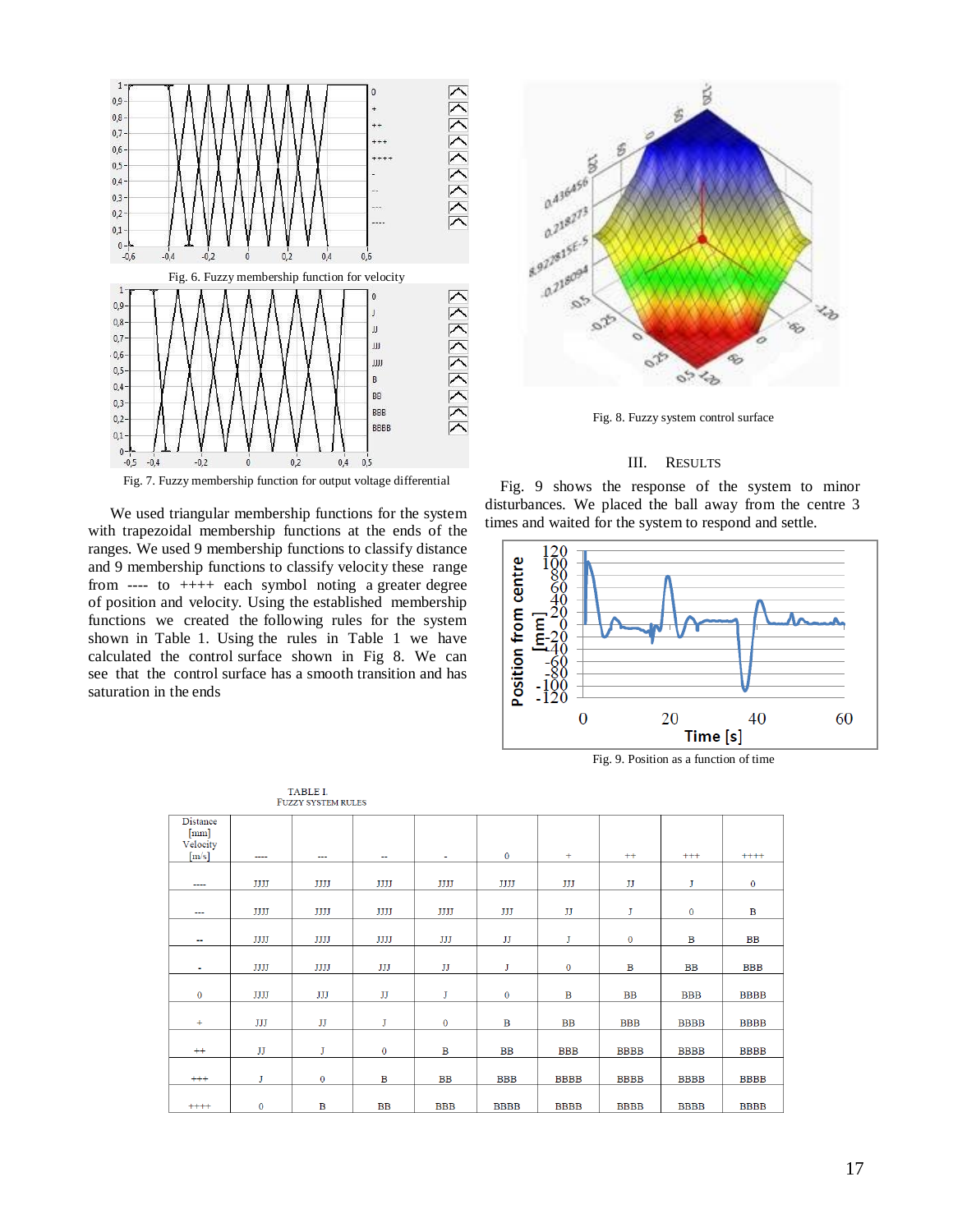Fig. 6. Fuzzy membership function for velocity

Fig. 7. Fuzzy membership function for output voltage differential

We used triangular membership functions for the system with trapezoidal membership functions at the ends of the ranges. We used 9 membership functions to classify distance and 9 membership functions to classify velocity these range from ---- to ++++ each symbol noting a greater degree of position and velocity. Using the established membership functions we created the following rules for the system shown in Table 1. Using the rules in Table 1 we have calculated the control surface shown in Fig 8. We can see that the control surface has a smooth transition and has saturation in the ends

Fig. 8. Fuzzy system control surface

## III. Results

Fig. 9 shows the response of the system to minor disturbances. We placed the ball away from the centre 3 times and waited for the system to respond and settle.

Fig. 9. Position as a function of time

TABLE I.
FUZZY SYSTEM RULES

| Distance [mm] / Velocity [m/s] | ---- | --- | -- | - | 0 | + | ++ | +++ | ++++ |
|---|---|---|---|---|---|---|---|---|---|
| ---- | JJJJ | JJJJ | JJJJ | JJJJ | JJJJ | JJJ | JJ | J | 0 |
| --- | JJJJ | JJJJ | JJJJ | JJJJ | JJJ | JJ | J | 0 | B |
| -- | JJJJ | JJJJ | JJJJ | JJJ | JJ | J | 0 | B | BB |
| - | JJJJ | JJJJ | JJJ | JJ | J | 0 | B | BB | BBB |
| 0 | JJJJ | JJJ | JJ | J | 0 | B | BB | BBB | BBBB |
| + | JJJ | JJ | J | 0 | B | BB | BBB | BBBB | BBBB |
| ++ | JJ | J | 0 | B | BB | BBB | BBBB | BBBB | BBBB |
| +++ | J | 0 | B | BB | BBB | BBBB | BBBB | BBBB | BBBB |
| ++++ | 0 | B | BB | BBB | BBBB | BBBB | BBBB | BBBB | BBBB |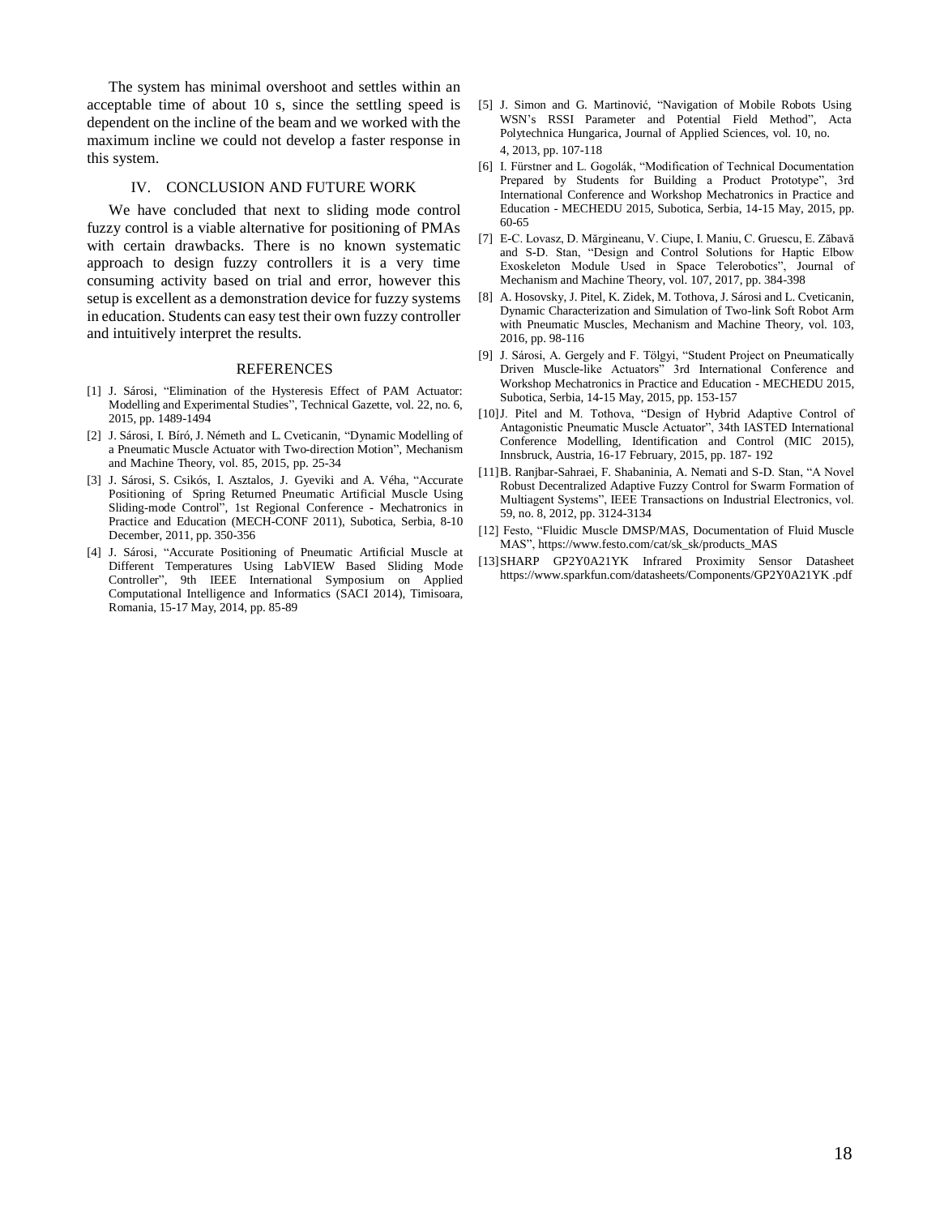The system has minimal overshoot and settles within an acceptable time of about 10 s, since the settling speed is dependent on the incline of the beam and we worked with the maximum incline we could not develop a faster response in this system.

## IV. Conclusion and Future Work

We have concluded that next to sliding mode control fuzzy control is a viable alternative for positioning of PMAs with certain drawbacks. There is no known systematic approach to design fuzzy controllers it is a very time consuming activity based on trial and error, however this setup is excellent as a demonstration device for fuzzy systems in education. Students can easy test their own fuzzy controller and intuitively interpret the results.

## References

[1] J. Sárosi, "Elimination of the Hysteresis Effect of PAM Actuator: Modelling and Experimental Studies", Technical Gazette, vol. 22, no. 6, 2015, pp. 1489-1494

[2] J. Sárosi, I. Bíró, J. Németh and L. Cveticanin, "Dynamic Modelling of a Pneumatic Muscle Actuator with Two-direction Motion", Mechanism and Machine Theory, vol. 85, 2015, pp. 25-34

[3] J. Sárosi, S. Csikós, I. Asztalos, J. Gyeviki and A. Véha, "Accurate Positioning of Spring Returned Pneumatic Artificial Muscle Using Sliding-mode Control", 1st Regional Conference - Mechatronics in Practice and Education (MECH-CONF 2011), Subotica, Serbia, 8-10 December, 2011, pp. 350-356

[4] J. Sárosi, "Accurate Positioning of Pneumatic Artificial Muscle at Different Temperatures Using LabVIEW Based Sliding Mode Controller", 9th IEEE International Symposium on Applied Computational Intelligence and Informatics (SACI 2014), Timisoara, Romania, 15-17 May, 2014, pp. 85-89

[5] J. Simon and G. Martinović, "Navigation of Mobile Robots Using WSN's RSSI Parameter and Potential Field Method", Acta Polytechnica Hungarica, Journal of Applied Sciences, vol. 10, no. 4, 2013, pp. 107-118

[6] I. Fürstner and L. Gogolák, "Modification of Technical Documentation Prepared by Students for Building a Product Prototype", 3rd International Conference and Workshop Mechatronics in Practice and Education - MECHEDU 2015, Subotica, Serbia, 14-15 May, 2015, pp. 60-65

[7] E-C. Lovasz, D. Mărgineanu, V. Ciupe, I. Maniu, C. Gruescu, E. Zăbavă and S-D. Stan, "Design and Control Solutions for Haptic Elbow Exoskeleton Module Used in Space Telerobotics", Journal of Mechanism and Machine Theory, vol. 107, 2017, pp. 384-398

[8] A. Hosovsky, J. Pitel, K. Zidek, M. Tothova, J. Sárosi and L. Cveticanin, Dynamic Characterization and Simulation of Two-link Soft Robot Arm with Pneumatic Muscles, Mechanism and Machine Theory, vol. 103, 2016, pp. 98-116

[9] J. Sárosi, A. Gergely and F. Tölgyi, "Student Project on Pneumatically Driven Muscle-like Actuators" 3rd International Conference and Workshop Mechatronics in Practice and Education - MECHEDU 2015, Subotica, Serbia, 14-15 May, 2015, pp. 153-157

[10] J. Pitel and M. Tothova, "Design of Hybrid Adaptive Control of Antagonistic Pneumatic Muscle Actuator", 34th IASTED International Conference Modelling, Identification and Control (MIC 2015), Innsbruck, Austria, 16-17 February, 2015, pp. 187- 192

[11] B. Ranjbar-Sahraei, F. Shabaninia, A. Nemati and S-D. Stan, "A Novel Robust Decentralized Adaptive Fuzzy Control for Swarm Formation of Multiagent Systems", IEEE Transactions on Industrial Electronics, vol. 59, no. 8, 2012, pp. 3124-3134

[12] Festo, "Fluidic Muscle DMSP/MAS, Documentation of Fluid Muscle MAS", https://www.festo.com/cat/sk_sk/products_MAS

[13] SHARP GP2Y0A21YK Infrared Proximity Sensor Datasheet https://www.sparkfun.com/datasheets/Components/GP2Y0A21YK .pdf